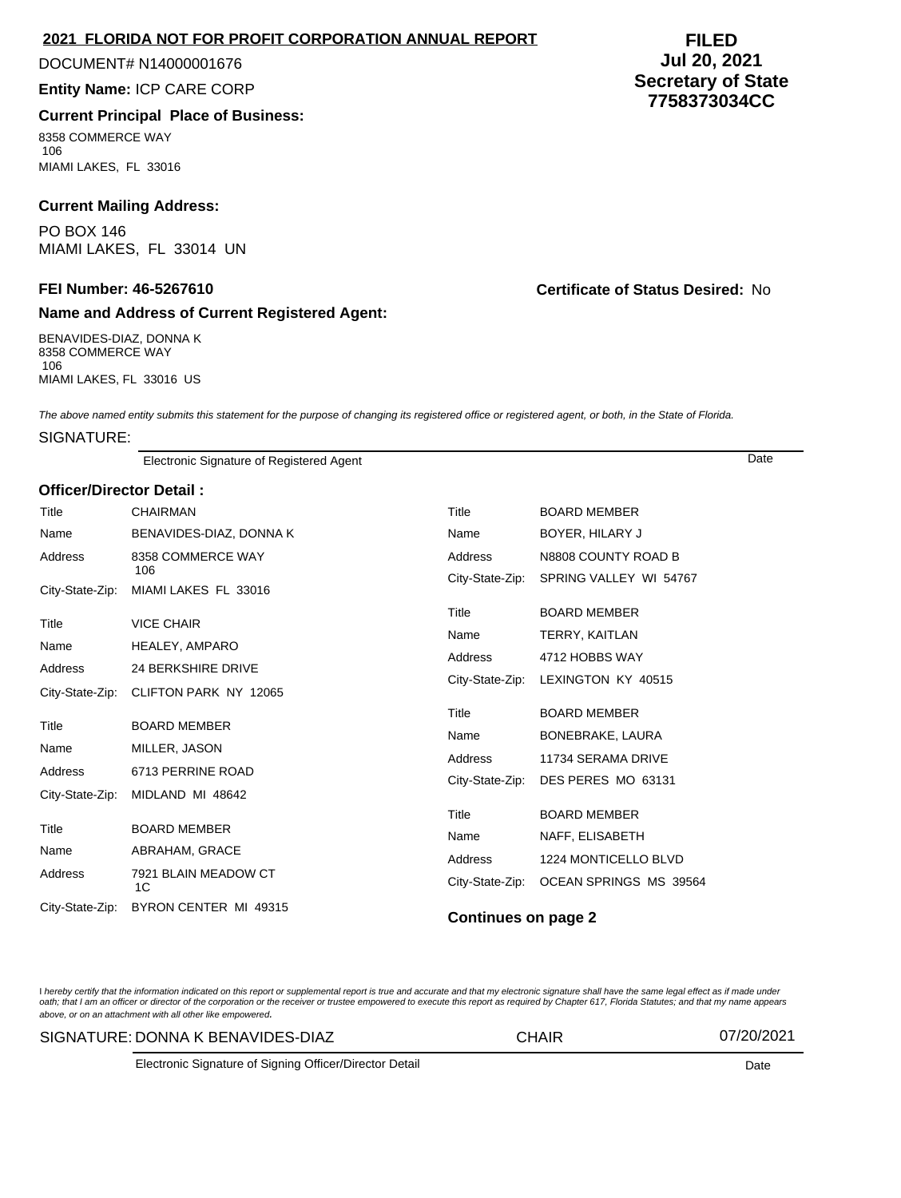## 2021 FLORIDA NOT FOR PROFIT CORPORATION ANNUAL REPORT

**FILED**
**Jul 20, 2021**
**Secretary of State**
**7758373034CC**

DOCUMENT# N14000001676

**Entity Name:** ICP CARE CORP

**Current Principal Place of Business:**

8358 COMMERCE WAY
106
MIAMI LAKES, FL 33016

**Current Mailing Address:**

PO BOX 146
MIAMI LAKES, FL 33014 UN

**FEI Number: 46-5267610**

**Certificate of Status Desired:** No

**Name and Address of Current Registered Agent:**

BENAVIDES-DIAZ, DONNA K
8358 COMMERCE WAY
106
MIAMI LAKES, FL 33016 US

*The above named entity submits this statement for the purpose of changing its registered office or registered agent, or both, in the State of Florida.*

SIGNATURE:

Electronic Signature of Registered Agent — Date

**Officer/Director Detail :**

| | |
|---|---|
| Title | CHAIRMAN |
| Name | BENAVIDES-DIAZ, DONNA K |
| Address | 8358 COMMERCE WAY 106 |
| City-State-Zip: | MIAMI LAKES FL 33016 |

| | |
|---|---|
| Title | VICE CHAIR |
| Name | HEALEY, AMPARO |
| Address | 24 BERKSHIRE DRIVE |
| City-State-Zip: | CLIFTON PARK NY 12065 |

| | |
|---|---|
| Title | BOARD MEMBER |
| Name | MILLER, JASON |
| Address | 6713 PERRINE ROAD |
| City-State-Zip: | MIDLAND MI 48642 |

| | |
|---|---|
| Title | BOARD MEMBER |
| Name | ABRAHAM, GRACE |
| Address | 7921 BLAIN MEADOW CT 1C |
| City-State-Zip: | BYRON CENTER MI 49315 |

| | |
|---|---|
| Title | BOARD MEMBER |
| Name | BOYER, HILARY J |
| Address | N8808 COUNTY ROAD B |
| City-State-Zip: | SPRING VALLEY WI 54767 |

| | |
|---|---|
| Title | BOARD MEMBER |
| Name | TERRY, KAITLAN |
| Address | 4712 HOBBS WAY |
| City-State-Zip: | LEXINGTON KY 40515 |

| | |
|---|---|
| Title | BOARD MEMBER |
| Name | BONEBRAKE, LAURA |
| Address | 11734 SERAMA DRIVE |
| City-State-Zip: | DES PERES MO 63131 |

| | |
|---|---|
| Title | BOARD MEMBER |
| Name | NAFF, ELISABETH |
| Address | 1224 MONTICELLO BLVD |
| City-State-Zip: | OCEAN SPRINGS MS 39564 |

**Continues on page 2**

*I hereby certify that the information indicated on this report or supplemental report is true and accurate and that my electronic signature shall have the same legal effect as if made under oath; that I am an officer or director of the corporation or the receiver or trustee empowered to execute this report as required by Chapter 617, Florida Statutes; and that my name appears above, or on an attachment with all other like empowered.*

SIGNATURE: DONNA K BENAVIDES-DIAZ — CHAIR — 07/20/2021

Electronic Signature of Signing Officer/Director Detail — Date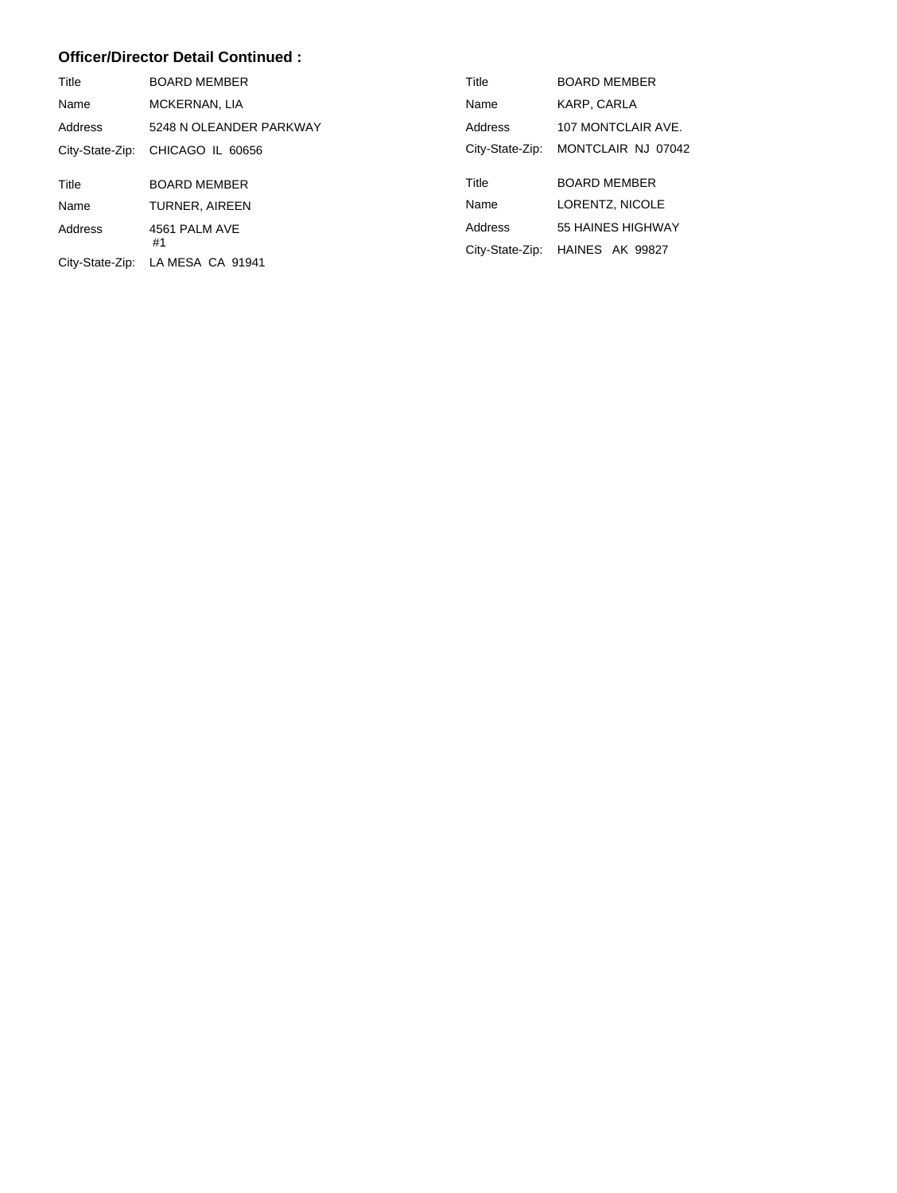### Officer/Director Detail Continued :

| | |
|---|---|
| Title | BOARD MEMBER |
| Name | MCKERNAN, LIA |
| Address | 5248 N OLEANDER PARKWAY |
| City-State-Zip: | CHICAGO IL 60656 |

| | |
|---|---|
| Title | BOARD MEMBER |
| Name | TURNER, AIREEN |
| Address | 4561 PALM AVE #1 |
| City-State-Zip: | LA MESA CA 91941 |

| | |
|---|---|
| Title | BOARD MEMBER |
| Name | KARP, CARLA |
| Address | 107 MONTCLAIR AVE. |
| City-State-Zip: | MONTCLAIR NJ 07042 |

| | |
|---|---|
| Title | BOARD MEMBER |
| Name | LORENTZ, NICOLE |
| Address | 55 HAINES HIGHWAY |
| City-State-Zip: | HAINES AK 99827 |